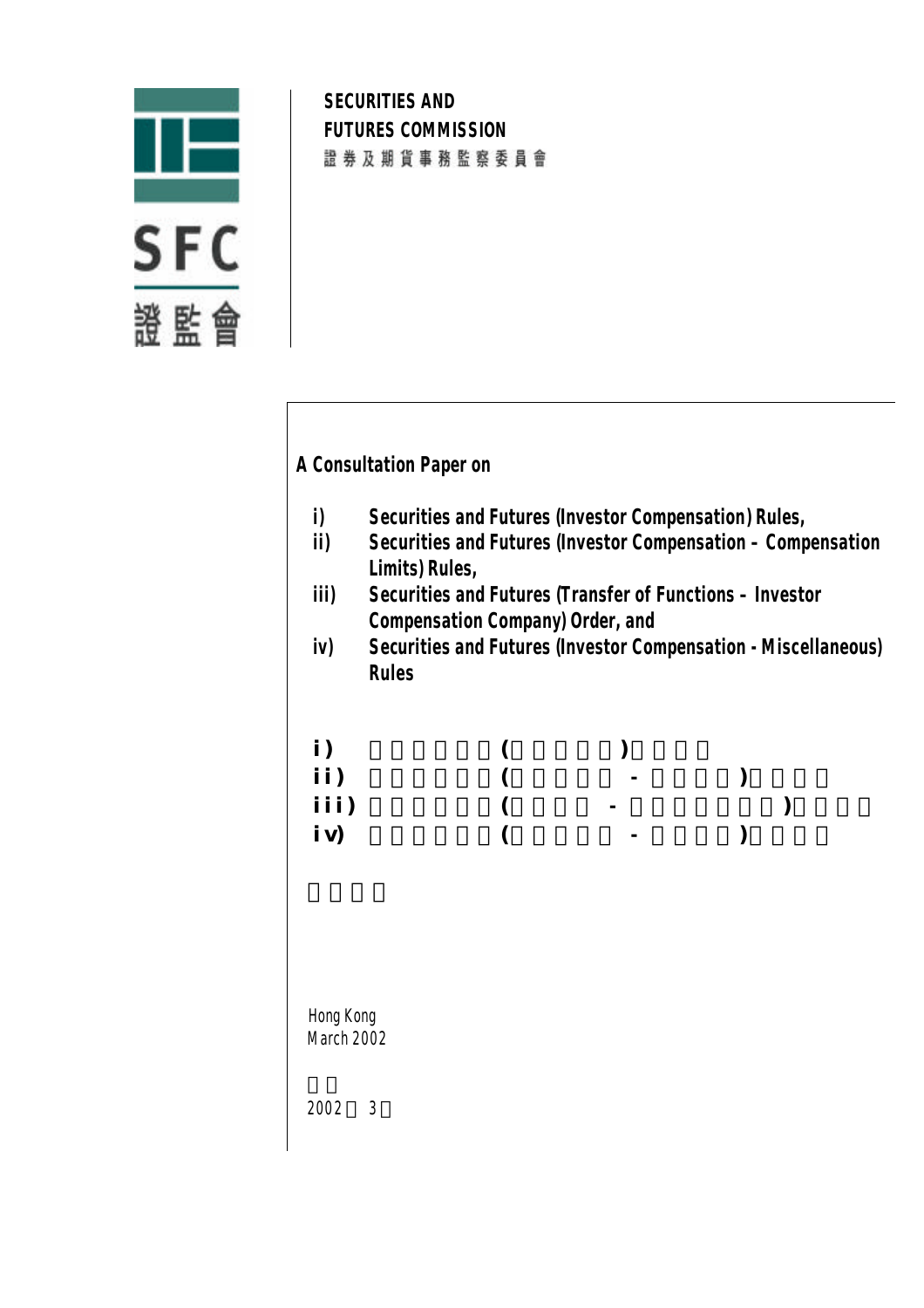**SECURITIES AND FUTURES COMMISSION**

**證券及期貨事務監察委員會**

SFC

證監會

## A Consultation Paper on

- i) **Securities and Futures (Investor Compensation) Rules,**
- ii) **Securities and Futures (Investor Compensation – Compensation Limits) Rules,**
- iii) **Securities and Futures (Transfer of Functions – Investor Compensation Company) Order, and**
- iv) **Securities and Futures (Investor Compensation - Miscellaneous) Rules**

Hong Kong
March 2002

2002 3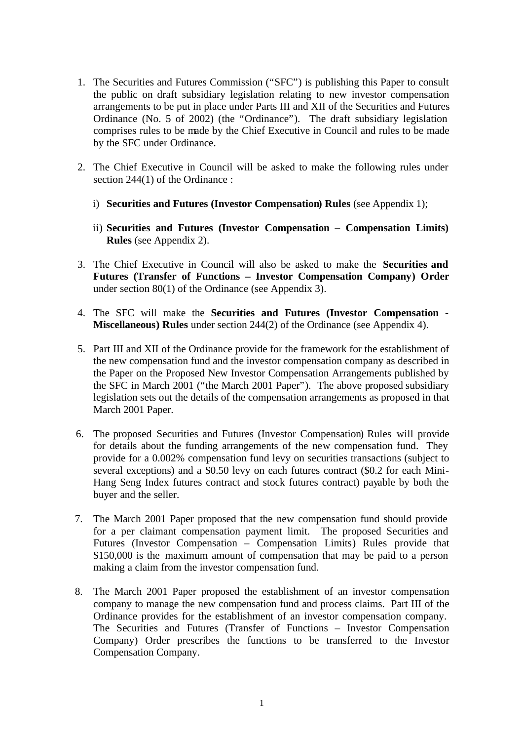1. The Securities and Futures Commission ("SFC") is publishing this Paper to consult the public on draft subsidiary legislation relating to new investor compensation arrangements to be put in place under Parts III and XII of the Securities and Futures Ordinance (No. 5 of 2002) (the "Ordinance"). The draft subsidiary legislation comprises rules to be made by the Chief Executive in Council and rules to be made by the SFC under Ordinance.

2. The Chief Executive in Council will be asked to make the following rules under section 244(1) of the Ordinance :

   i) **Securities and Futures (Investor Compensation) Rules** (see Appendix 1);

   ii) **Securities and Futures (Investor Compensation – Compensation Limits) Rules** (see Appendix 2).

3. The Chief Executive in Council will also be asked to make the **Securities and Futures (Transfer of Functions – Investor Compensation Company) Order** under section 80(1) of the Ordinance (see Appendix 3).

4. The SFC will make the **Securities and Futures (Investor Compensation - Miscellaneous) Rules** under section 244(2) of the Ordinance (see Appendix 4).

5. Part III and XII of the Ordinance provide for the framework for the establishment of the new compensation fund and the investor compensation company as described in the Paper on the Proposed New Investor Compensation Arrangements published by the SFC in March 2001 ("the March 2001 Paper"). The above proposed subsidiary legislation sets out the details of the compensation arrangements as proposed in that March 2001 Paper.

6. The proposed Securities and Futures (Investor Compensation) Rules will provide for details about the funding arrangements of the new compensation fund. They provide for a 0.002% compensation fund levy on securities transactions (subject to several exceptions) and a $0.50 levy on each futures contract ($0.2 for each Mini-Hang Seng Index futures contract and stock futures contract) payable by both the buyer and the seller.

7. The March 2001 Paper proposed that the new compensation fund should provide for a per claimant compensation payment limit. The proposed Securities and Futures (Investor Compensation – Compensation Limits) Rules provide that $150,000 is the maximum amount of compensation that may be paid to a person making a claim from the investor compensation fund.

8. The March 2001 Paper proposed the establishment of an investor compensation company to manage the new compensation fund and process claims. Part III of the Ordinance provides for the establishment of an investor compensation company. The Securities and Futures (Transfer of Functions – Investor Compensation Company) Order prescribes the functions to be transferred to the Investor Compensation Company.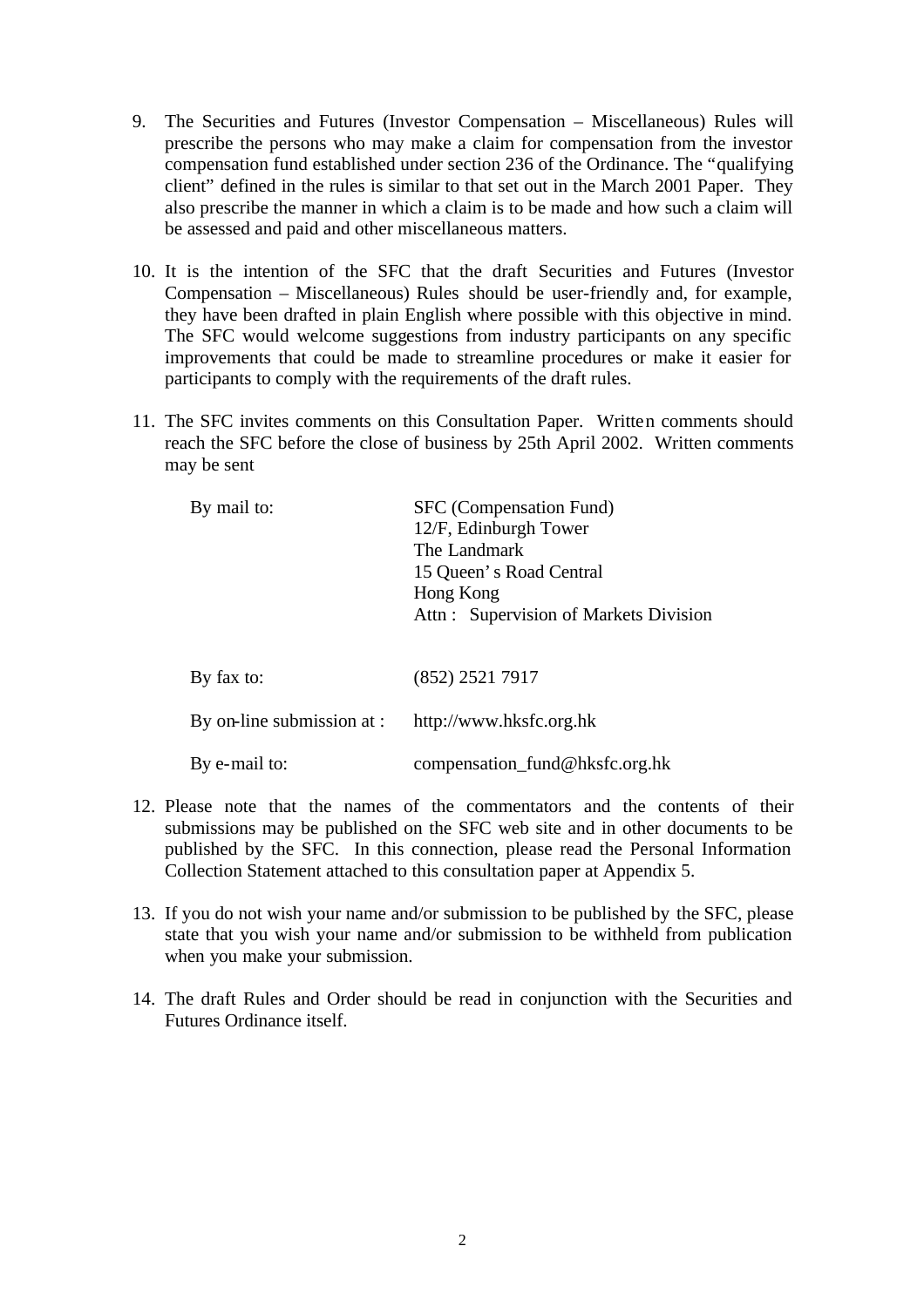9. The Securities and Futures (Investor Compensation – Miscellaneous) Rules will prescribe the persons who may make a claim for compensation from the investor compensation fund established under section 236 of the Ordinance. The "qualifying client" defined in the rules is similar to that set out in the March 2001 Paper. They also prescribe the manner in which a claim is to be made and how such a claim will be assessed and paid and other miscellaneous matters.

10. It is the intention of the SFC that the draft Securities and Futures (Investor Compensation – Miscellaneous) Rules should be user-friendly and, for example, they have been drafted in plain English where possible with this objective in mind. The SFC would welcome suggestions from industry participants on any specific improvements that could be made to streamline procedures or make it easier for participants to comply with the requirements of the draft rules.

11. The SFC invites comments on this Consultation Paper. Written comments should reach the SFC before the close of business by 25th April 2002. Written comments may be sent

| | |
|---|---|
| By mail to: | SFC (Compensation Fund)<br>12/F, Edinburgh Tower<br>The Landmark<br>15 Queen's Road Central<br>Hong Kong<br>Attn : Supervision of Markets Division |
| By fax to: | (852) 2521 7917 |
| By on-line submission at : | http://www.hksfc.org.hk |
| By e-mail to: | compensation_fund@hksfc.org.hk |

12. Please note that the names of the commentators and the contents of their submissions may be published on the SFC web site and in other documents to be published by the SFC. In this connection, please read the Personal Information Collection Statement attached to this consultation paper at Appendix 5.

13. If you do not wish your name and/or submission to be published by the SFC, please state that you wish your name and/or submission to be withheld from publication when you make your submission.

14. The draft Rules and Order should be read in conjunction with the Securities and Futures Ordinance itself.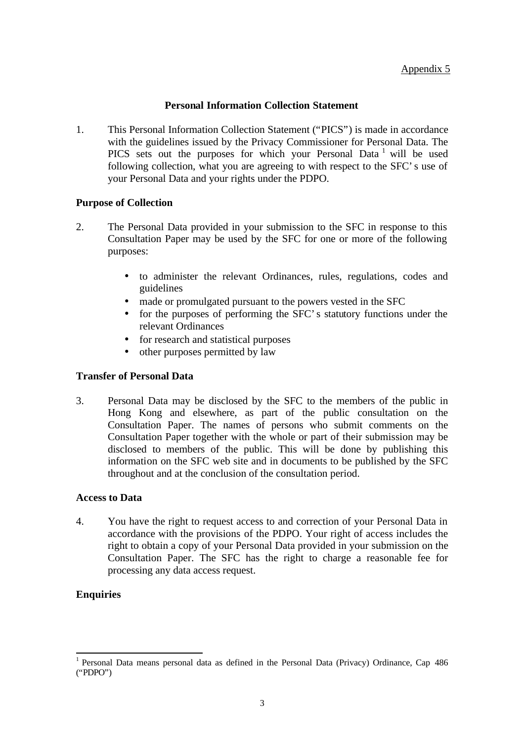Appendix 5

## Personal Information Collection Statement

1. This Personal Information Collection Statement ("PICS") is made in accordance with the guidelines issued by the Privacy Commissioner for Personal Data. The PICS sets out the purposes for which your Personal Data [1] will be used following collection, what you are agreeing to with respect to the SFC's use of your Personal Data and your rights under the PDPO.

### Purpose of Collection

2. The Personal Data provided in your submission to the SFC in response to this Consultation Paper may be used by the SFC for one or more of the following purposes:

   - to administer the relevant Ordinances, rules, regulations, codes and guidelines
   - made or promulgated pursuant to the powers vested in the SFC
   - for the purposes of performing the SFC's statutory functions under the relevant Ordinances
   - for research and statistical purposes
   - other purposes permitted by law

### Transfer of Personal Data

3. Personal Data may be disclosed by the SFC to the members of the public in Hong Kong and elsewhere, as part of the public consultation on the Consultation Paper. The names of persons who submit comments on the Consultation Paper together with the whole or part of their submission may be disclosed to members of the public. This will be done by publishing this information on the SFC web site and in documents to be published by the SFC throughout and at the conclusion of the consultation period.

### Access to Data

4. You have the right to request access to and correction of your Personal Data in accordance with the provisions of the PDPO. Your right of access includes the right to obtain a copy of your Personal Data provided in your submission on the Consultation Paper. The SFC has the right to charge a reasonable fee for processing any data access request.

### Enquiries

---

[1] Personal Data means personal data as defined in the Personal Data (Privacy) Ordinance, Cap 486 ("PDPO")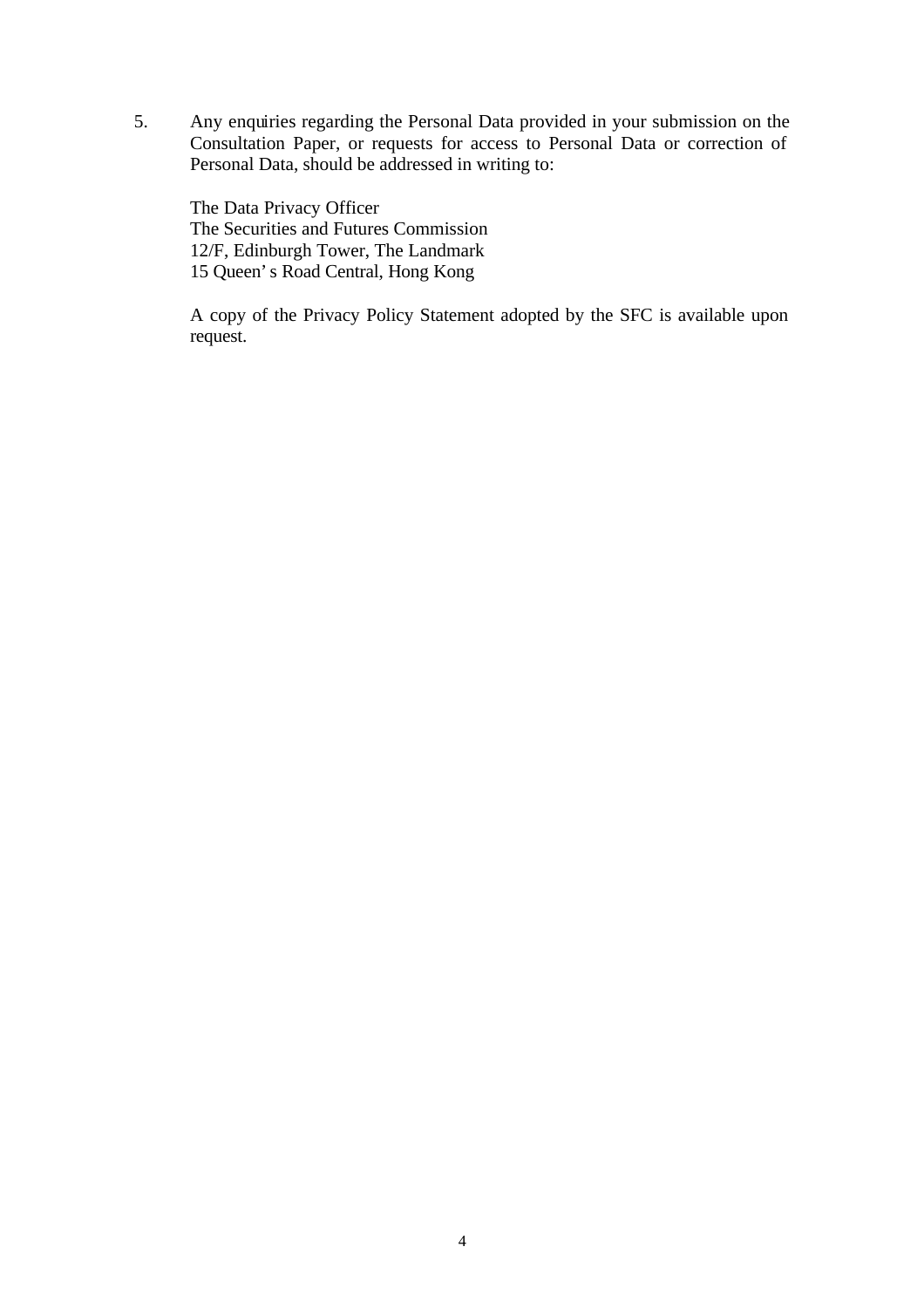5. Any enquiries regarding the Personal Data provided in your submission on the Consultation Paper, or requests for access to Personal Data or correction of Personal Data, should be addressed in writing to:

   The Data Privacy Officer
   The Securities and Futures Commission
   12/F, Edinburgh Tower, The Landmark
   15 Queen's Road Central, Hong Kong

   A copy of the Privacy Policy Statement adopted by the SFC is available upon request.